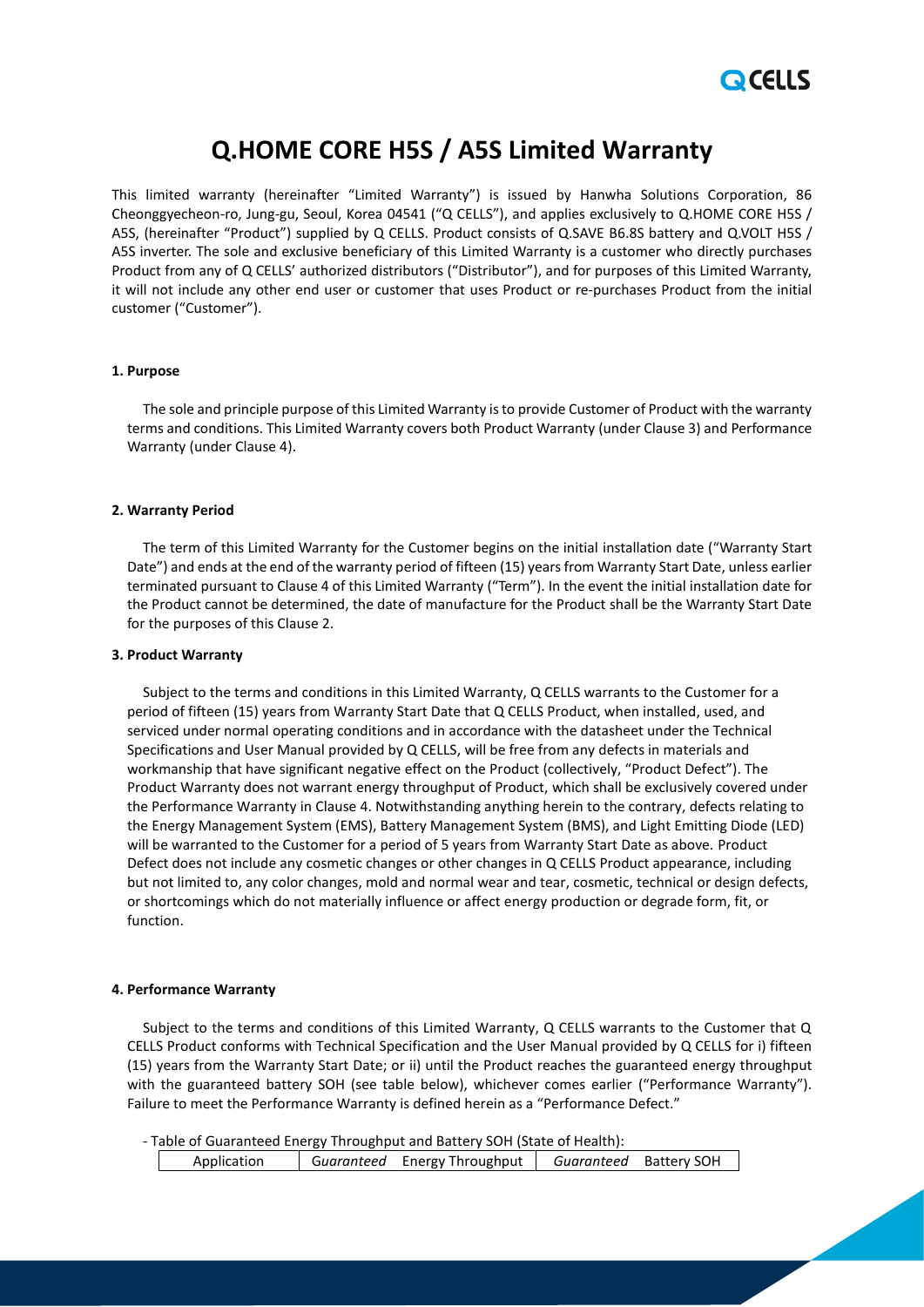# Q.HOME CORE H5S / A5S Limited Warranty

This limited warranty (hereinafter "Limited Warranty") is issued by Hanwha Solutions Corporation, 86 Cheonggyecheon-ro, Jung-gu, Seoul, Korea 04541 ("Q CELLS"), and applies exclusively to Q.HOME CORE H5S / A5S, (hereinafter "Product") supplied by Q CELLS. Product consists of Q.SAVE B6.8S battery and Q.VOLT H5S / A5S inverter. The sole and exclusive beneficiary of this Limited Warranty is a customer who directly purchases Product from any of Q CELLS' authorized distributors ("Distributor"), and for purposes of this Limited Warranty, it will not include any other end user or customer that uses Product or re-purchases Product from the initial customer ("Customer").

**1. Purpose**

The sole and principle purpose of this Limited Warranty is to provide Customer of Product with the warranty terms and conditions. This Limited Warranty covers both Product Warranty (under Clause 3) and Performance Warranty (under Clause 4).

**2. Warranty Period**

The term of this Limited Warranty for the Customer begins on the initial installation date ("Warranty Start Date") and ends at the end of the warranty period of fifteen (15) years from Warranty Start Date, unless earlier terminated pursuant to Clause 4 of this Limited Warranty ("Term"). In the event the initial installation date for the Product cannot be determined, the date of manufacture for the Product shall be the Warranty Start Date for the purposes of this Clause 2.

**3. Product Warranty**

Subject to the terms and conditions in this Limited Warranty, Q CELLS warrants to the Customer for a period of fifteen (15) years from Warranty Start Date that Q CELLS Product, when installed, used, and serviced under normal operating conditions and in accordance with the datasheet under the Technical Specifications and User Manual provided by Q CELLS, will be free from any defects in materials and workmanship that have significant negative effect on the Product (collectively, "Product Defect"). The Product Warranty does not warrant energy throughput of Product, which shall be exclusively covered under the Performance Warranty in Clause 4. Notwithstanding anything herein to the contrary, defects relating to the Energy Management System (EMS), Battery Management System (BMS), and Light Emitting Diode (LED) will be warranted to the Customer for a period of 5 years from Warranty Start Date as above. Product Defect does not include any cosmetic changes or other changes in Q CELLS Product appearance, including but not limited to, any color changes, mold and normal wear and tear, cosmetic, technical or design defects, or shortcomings which do not materially influence or affect energy production or degrade form, fit, or function.

**4. Performance Warranty**

Subject to the terms and conditions of this Limited Warranty, Q CELLS warrants to the Customer that Q CELLS Product conforms with Technical Specification and the User Manual provided by Q CELLS for i) fifteen (15) years from the Warranty Start Date; or ii) until the Product reaches the guaranteed energy throughput with the guaranteed battery SOH (see table below), whichever comes earlier ("Performance Warranty"). Failure to meet the Performance Warranty is defined herein as a "Performance Defect."

- Table of Guaranteed Energy Throughput and Battery SOH (State of Health):

| Application | *Guaranteed* Energy Throughput | *Guaranteed* Battery SOH |
|---|---|---|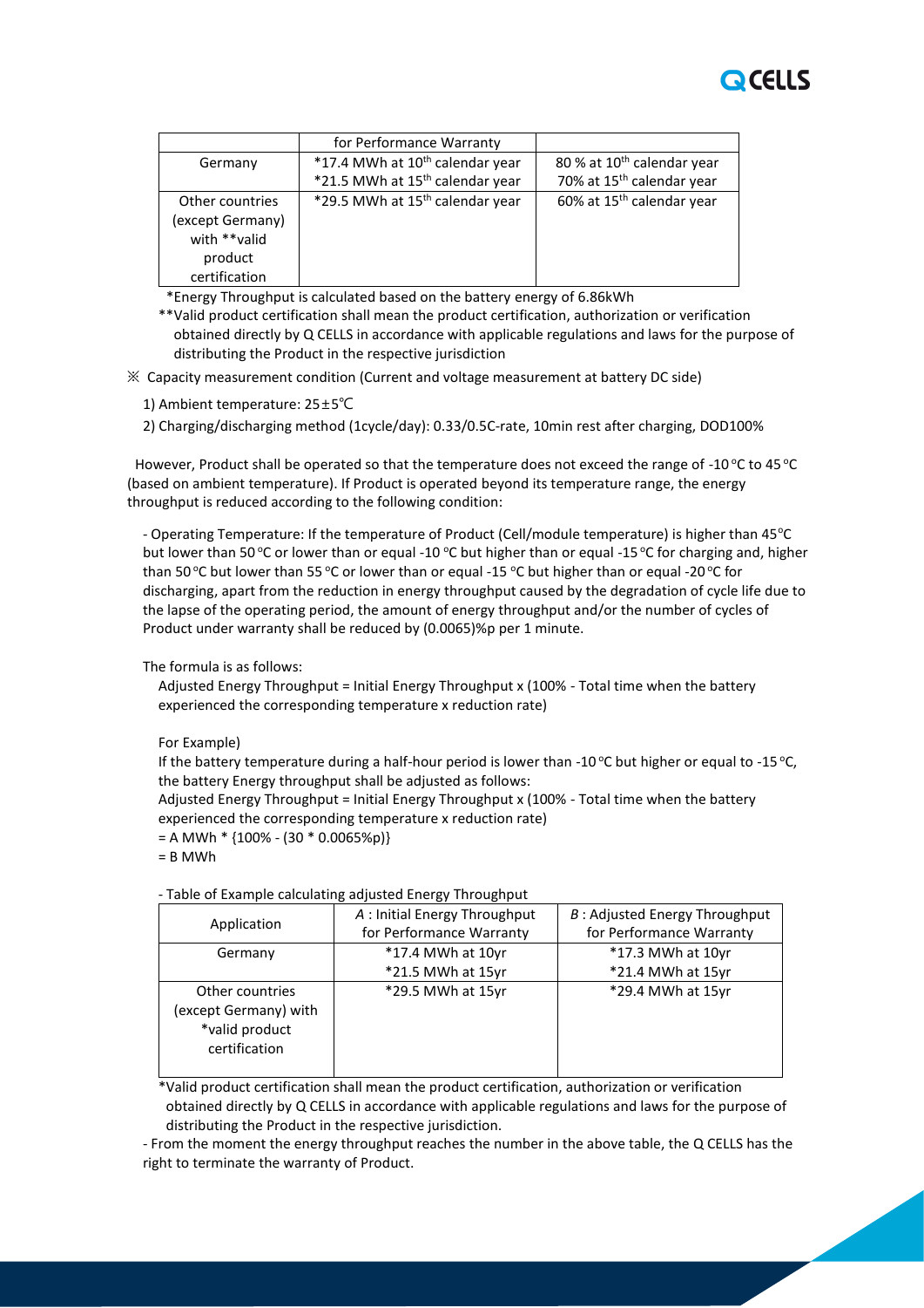| | for Performance Warranty | |
|---|---|---|
| Germany | *17.4 MWh at 10th calendar year<br>*21.5 MWh at 15th calendar year | 80 % at 10th calendar year<br>70% at 15th calendar year |
| Other countries (except Germany) with **valid product certification | *29.5 MWh at 15th calendar year | 60% at 15th calendar year |

*Energy Throughput is calculated based on the battery energy of 6.86kWh

**Valid product certification shall mean the product certification, authorization or verification obtained directly by Q CELLS in accordance with applicable regulations and laws for the purpose of distributing the Product in the respective jurisdiction

※ Capacity measurement condition (Current and voltage measurement at battery DC side)

1) Ambient temperature: 25±5℃

2) Charging/discharging method (1cycle/day): 0.33/0.5C-rate, 10min rest after charging, DOD100%

However, Product shall be operated so that the temperature does not exceed the range of -10 °C to 45 °C (based on ambient temperature). If Product is operated beyond its temperature range, the energy throughput is reduced according to the following condition:

- Operating Temperature: If the temperature of Product (Cell/module temperature) is higher than 45°C but lower than 50 °C or lower than or equal -10 °C but higher than or equal -15 °C for charging and, higher than 50 °C but lower than 55 °C or lower than or equal -15 °C but higher than or equal -20 °C for discharging, apart from the reduction in energy throughput caused by the degradation of cycle life due to the lapse of the operating period, the amount of energy throughput and/or the number of cycles of Product under warranty shall be reduced by (0.0065)%p per 1 minute.

The formula is as follows:

Adjusted Energy Throughput = Initial Energy Throughput x (100% - Total time when the battery experienced the corresponding temperature x reduction rate)

For Example)

If the battery temperature during a half-hour period is lower than -10 °C but higher or equal to -15 °C, the battery Energy throughput shall be adjusted as follows:

Adjusted Energy Throughput = Initial Energy Throughput x (100% - Total time when the battery experienced the corresponding temperature x reduction rate)

= A MWh * {100% - (30 * 0.0065%p)}

= B MWh

- Table of Example calculating adjusted Energy Throughput

| Application | *A* : Initial Energy Throughput for Performance Warranty | *B* : Adjusted Energy Throughput for Performance Warranty |
|---|---|---|
| Germany | *17.4 MWh at 10yr<br>*21.5 MWh at 15yr | *17.3 MWh at 10yr<br>*21.4 MWh at 15yr |
| Other countries (except Germany) with *valid product certification | *29.5 MWh at 15yr | *29.4 MWh at 15yr |

*Valid product certification shall mean the product certification, authorization or verification obtained directly by Q CELLS in accordance with applicable regulations and laws for the purpose of distributing the Product in the respective jurisdiction.

- From the moment the energy throughput reaches the number in the above table, the Q CELLS has the right to terminate the warranty of Product.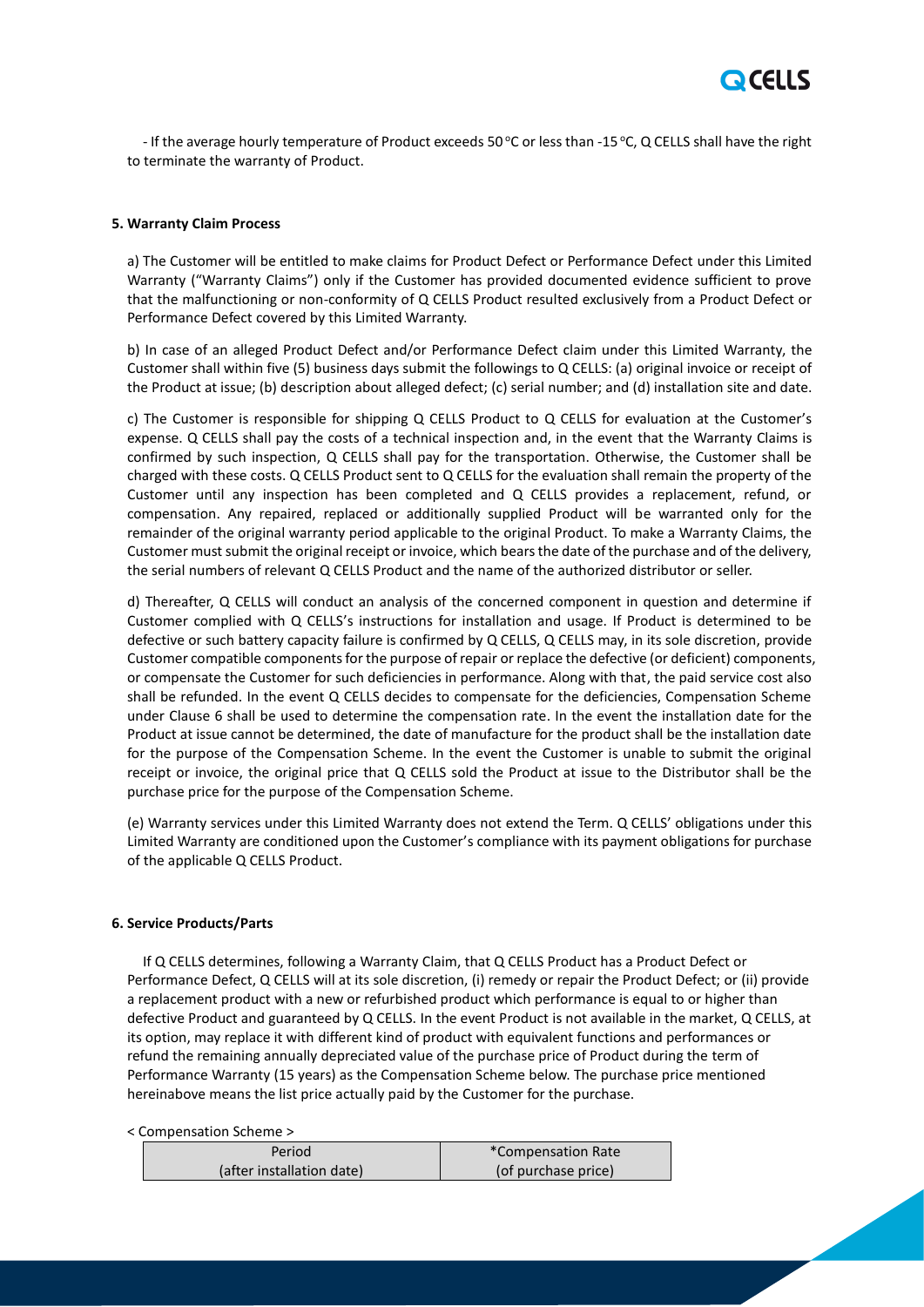- If the average hourly temperature of Product exceeds 50 °C or less than -15 °C, Q CELLS shall have the right to terminate the warranty of Product.

### 5. Warranty Claim Process

a) The Customer will be entitled to make claims for Product Defect or Performance Defect under this Limited Warranty ("Warranty Claims") only if the Customer has provided documented evidence sufficient to prove that the malfunctioning or non-conformity of Q CELLS Product resulted exclusively from a Product Defect or Performance Defect covered by this Limited Warranty.

b) In case of an alleged Product Defect and/or Performance Defect claim under this Limited Warranty, the Customer shall within five (5) business days submit the followings to Q CELLS: (a) original invoice or receipt of the Product at issue; (b) description about alleged defect; (c) serial number; and (d) installation site and date.

c) The Customer is responsible for shipping Q CELLS Product to Q CELLS for evaluation at the Customer's expense. Q CELLS shall pay the costs of a technical inspection and, in the event that the Warranty Claims is confirmed by such inspection, Q CELLS shall pay for the transportation. Otherwise, the Customer shall be charged with these costs. Q CELLS Product sent to Q CELLS for the evaluation shall remain the property of the Customer until any inspection has been completed and Q CELLS provides a replacement, refund, or compensation. Any repaired, replaced or additionally supplied Product will be warranted only for the remainder of the original warranty period applicable to the original Product. To make a Warranty Claims, the Customer must submit the original receipt or invoice, which bears the date of the purchase and of the delivery, the serial numbers of relevant Q CELLS Product and the name of the authorized distributor or seller.

d) Thereafter, Q CELLS will conduct an analysis of the concerned component in question and determine if Customer complied with Q CELLS's instructions for installation and usage. If Product is determined to be defective or such battery capacity failure is confirmed by Q CELLS, Q CELLS may, in its sole discretion, provide Customer compatible components for the purpose of repair or replace the defective (or deficient) components, or compensate the Customer for such deficiencies in performance. Along with that, the paid service cost also shall be refunded. In the event Q CELLS decides to compensate for the deficiencies, Compensation Scheme under Clause 6 shall be used to determine the compensation rate. In the event the installation date for the Product at issue cannot be determined, the date of manufacture for the product shall be the installation date for the purpose of the Compensation Scheme. In the event the Customer is unable to submit the original receipt or invoice, the original price that Q CELLS sold the Product at issue to the Distributor shall be the purchase price for the purpose of the Compensation Scheme.

(e) Warranty services under this Limited Warranty does not extend the Term. Q CELLS' obligations under this Limited Warranty are conditioned upon the Customer's compliance with its payment obligations for purchase of the applicable Q CELLS Product.

### 6. Service Products/Parts

If Q CELLS determines, following a Warranty Claim, that Q CELLS Product has a Product Defect or Performance Defect, Q CELLS will at its sole discretion, (i) remedy or repair the Product Defect; or (ii) provide a replacement product with a new or refurbished product which performance is equal to or higher than defective Product and guaranteed by Q CELLS. In the event Product is not available in the market, Q CELLS, at its option, may replace it with different kind of product with equivalent functions and performances or refund the remaining annually depreciated value of the purchase price of Product during the term of Performance Warranty (15 years) as the Compensation Scheme below. The purchase price mentioned hereinabove means the list price actually paid by the Customer for the purchase.

< Compensation Scheme >

| Period (after installation date) | *Compensation Rate (of purchase price) |
|---|---|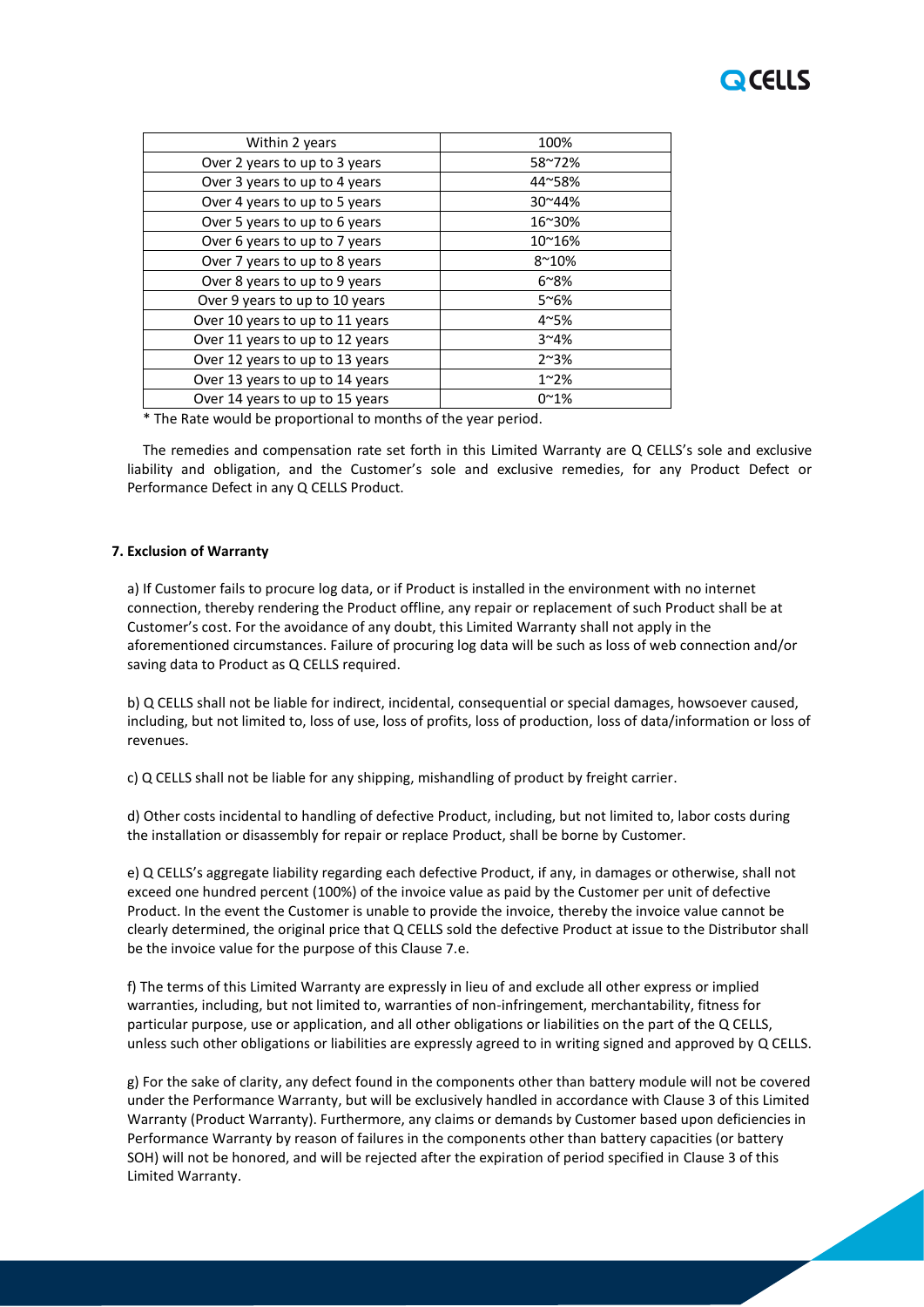| Within 2 years | 100% |
| --- | --- |
| Over 2 years to up to 3 years | 58~72% |
| Over 3 years to up to 4 years | 44~58% |
| Over 4 years to up to 5 years | 30~44% |
| Over 5 years to up to 6 years | 16~30% |
| Over 6 years to up to 7 years | 10~16% |
| Over 7 years to up to 8 years | 8~10% |
| Over 8 years to up to 9 years | 6~8% |
| Over 9 years to up to 10 years | 5~6% |
| Over 10 years to up to 11 years | 4~5% |
| Over 11 years to up to 12 years | 3~4% |
| Over 12 years to up to 13 years | 2~3% |
| Over 13 years to up to 14 years | 1~2% |
| Over 14 years to up to 15 years | 0~1% |

* The Rate would be proportional to months of the year period.

The remedies and compensation rate set forth in this Limited Warranty are Q CELLS's sole and exclusive liability and obligation, and the Customer's sole and exclusive remedies, for any Product Defect or Performance Defect in any Q CELLS Product.

**7. Exclusion of Warranty**

a) If Customer fails to procure log data, or if Product is installed in the environment with no internet connection, thereby rendering the Product offline, any repair or replacement of such Product shall be at Customer's cost. For the avoidance of any doubt, this Limited Warranty shall not apply in the aforementioned circumstances. Failure of procuring log data will be such as loss of web connection and/or saving data to Product as Q CELLS required.

b) Q CELLS shall not be liable for indirect, incidental, consequential or special damages, howsoever caused, including, but not limited to, loss of use, loss of profits, loss of production, loss of data/information or loss of revenues.

c) Q CELLS shall not be liable for any shipping, mishandling of product by freight carrier.

d) Other costs incidental to handling of defective Product, including, but not limited to, labor costs during the installation or disassembly for repair or replace Product, shall be borne by Customer.

e) Q CELLS's aggregate liability regarding each defective Product, if any, in damages or otherwise, shall not exceed one hundred percent (100%) of the invoice value as paid by the Customer per unit of defective Product. In the event the Customer is unable to provide the invoice, thereby the invoice value cannot be clearly determined, the original price that Q CELLS sold the defective Product at issue to the Distributor shall be the invoice value for the purpose of this Clause 7.e.

f) The terms of this Limited Warranty are expressly in lieu of and exclude all other express or implied warranties, including, but not limited to, warranties of non-infringement, merchantability, fitness for particular purpose, use or application, and all other obligations or liabilities on the part of the Q CELLS, unless such other obligations or liabilities are expressly agreed to in writing signed and approved by Q CELLS.

g) For the sake of clarity, any defect found in the components other than battery module will not be covered under the Performance Warranty, but will be exclusively handled in accordance with Clause 3 of this Limited Warranty (Product Warranty). Furthermore, any claims or demands by Customer based upon deficiencies in Performance Warranty by reason of failures in the components other than battery capacities (or battery SOH) will not be honored, and will be rejected after the expiration of period specified in Clause 3 of this Limited Warranty.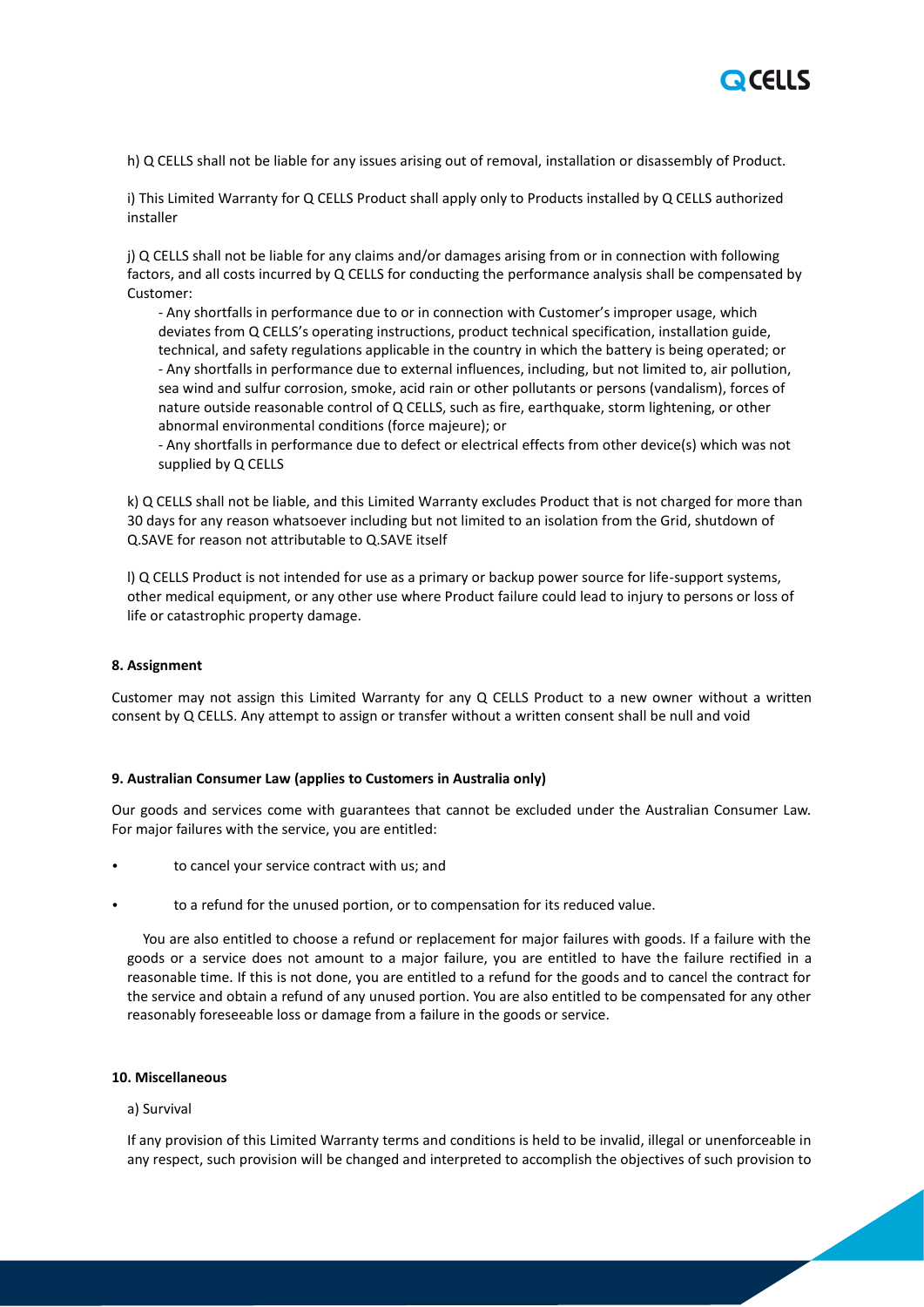h) Q CELLS shall not be liable for any issues arising out of removal, installation or disassembly of Product.

i) This Limited Warranty for Q CELLS Product shall apply only to Products installed by Q CELLS authorized installer

j) Q CELLS shall not be liable for any claims and/or damages arising from or in connection with following factors, and all costs incurred by Q CELLS for conducting the performance analysis shall be compensated by Customer:

- Any shortfalls in performance due to or in connection with Customer's improper usage, which deviates from Q CELLS's operating instructions, product technical specification, installation guide, technical, and safety regulations applicable in the country in which the battery is being operated; or
- Any shortfalls in performance due to external influences, including, but not limited to, air pollution, sea wind and sulfur corrosion, smoke, acid rain or other pollutants or persons (vandalism), forces of nature outside reasonable control of Q CELLS, such as fire, earthquake, storm lightening, or other abnormal environmental conditions (force majeure); or
- Any shortfalls in performance due to defect or electrical effects from other device(s) which was not supplied by Q CELLS

k) Q CELLS shall not be liable, and this Limited Warranty excludes Product that is not charged for more than 30 days for any reason whatsoever including but not limited to an isolation from the Grid, shutdown of Q.SAVE for reason not attributable to Q.SAVE itself

l) Q CELLS Product is not intended for use as a primary or backup power source for life-support systems, other medical equipment, or any other use where Product failure could lead to injury to persons or loss of life or catastrophic property damage.

**8. Assignment**

Customer may not assign this Limited Warranty for any Q CELLS Product to a new owner without a written consent by Q CELLS. Any attempt to assign or transfer without a written consent shall be null and void

**9. Australian Consumer Law (applies to Customers in Australia only)**

Our goods and services come with guarantees that cannot be excluded under the Australian Consumer Law. For major failures with the service, you are entitled:

- to cancel your service contract with us; and
- to a refund for the unused portion, or to compensation for its reduced value.

You are also entitled to choose a refund or replacement for major failures with goods. If a failure with the goods or a service does not amount to a major failure, you are entitled to have the failure rectified in a reasonable time. If this is not done, you are entitled to a refund for the goods and to cancel the contract for the service and obtain a refund of any unused portion. You are also entitled to be compensated for any other reasonably foreseeable loss or damage from a failure in the goods or service.

**10. Miscellaneous**

a) Survival

If any provision of this Limited Warranty terms and conditions is held to be invalid, illegal or unenforceable in any respect, such provision will be changed and interpreted to accomplish the objectives of such provision to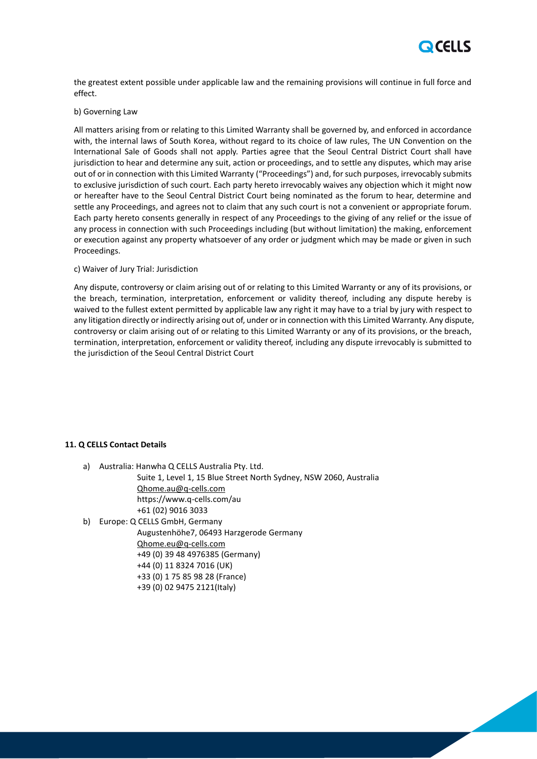the greatest extent possible under applicable law and the remaining provisions will continue in full force and effect.

b) Governing Law

All matters arising from or relating to this Limited Warranty shall be governed by, and enforced in accordance with, the internal laws of South Korea, without regard to its choice of law rules, The UN Convention on the International Sale of Goods shall not apply. Parties agree that the Seoul Central District Court shall have jurisdiction to hear and determine any suit, action or proceedings, and to settle any disputes, which may arise out of or in connection with this Limited Warranty ("Proceedings") and, for such purposes, irrevocably submits to exclusive jurisdiction of such court. Each party hereto irrevocably waives any objection which it might now or hereafter have to the Seoul Central District Court being nominated as the forum to hear, determine and settle any Proceedings, and agrees not to claim that any such court is not a convenient or appropriate forum. Each party hereto consents generally in respect of any Proceedings to the giving of any relief or the issue of any process in connection with such Proceedings including (but without limitation) the making, enforcement or execution against any property whatsoever of any order or judgment which may be made or given in such Proceedings.

c) Waiver of Jury Trial: Jurisdiction

Any dispute, controversy or claim arising out of or relating to this Limited Warranty or any of its provisions, or the breach, termination, interpretation, enforcement or validity thereof, including any dispute hereby is waived to the fullest extent permitted by applicable law any right it may have to a trial by jury with respect to any litigation directly or indirectly arising out of, under or in connection with this Limited Warranty. Any dispute, controversy or claim arising out of or relating to this Limited Warranty or any of its provisions, or the breach, termination, interpretation, enforcement or validity thereof, including any dispute irrevocably is submitted to the jurisdiction of the Seoul Central District Court

**11. Q CELLS Contact Details**

a) Australia: Hanwha Q CELLS Australia Pty. Ltd.
   Suite 1, Level 1, 15 Blue Street North Sydney, NSW 2060, Australia
   Qhome.au@q-cells.com
   https://www.q-cells.com/au
   +61 (02) 9016 3033

b) Europe: Q CELLS GmbH, Germany
   Augustenhöhe7, 06493 Harzgerode Germany
   Qhome.eu@q-cells.com
   +49 (0) 39 48 4976385 (Germany)
   +44 (0) 11 8324 7016 (UK)
   +33 (0) 1 75 85 98 28 (France)
   +39 (0) 02 9475 2121(Italy)